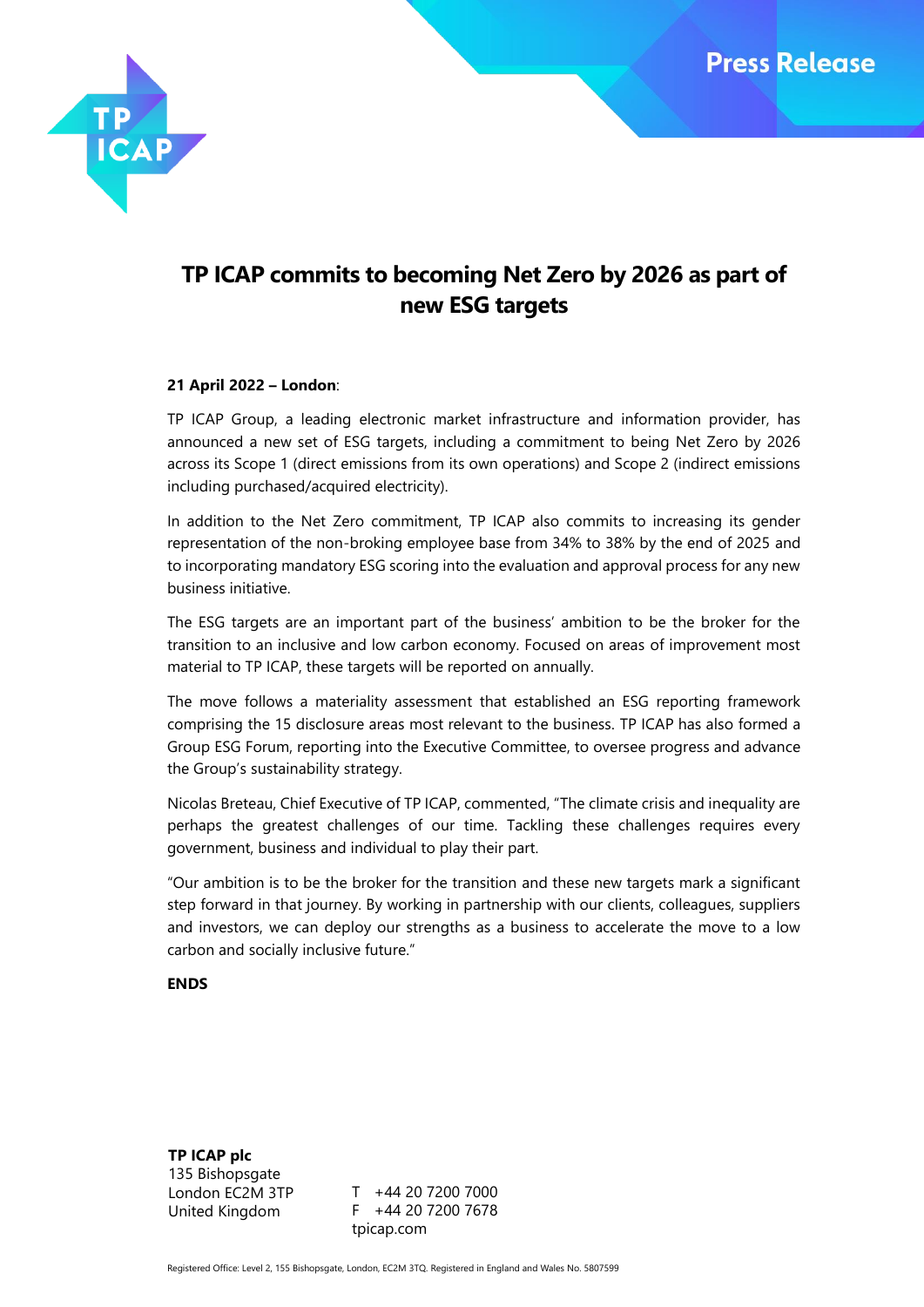Press Release

# TP ICAP commits to becoming Net Zero by 2026 as part of new ESG targets

**21 April 2022 – London**:

TP ICAP Group, a leading electronic market infrastructure and information provider, has announced a new set of ESG targets, including a commitment to being Net Zero by 2026 across its Scope 1 (direct emissions from its own operations) and Scope 2 (indirect emissions including purchased/acquired electricity).

In addition to the Net Zero commitment, TP ICAP also commits to increasing its gender representation of the non-broking employee base from 34% to 38% by the end of 2025 and to incorporating mandatory ESG scoring into the evaluation and approval process for any new business initiative.

The ESG targets are an important part of the business' ambition to be the broker for the transition to an inclusive and low carbon economy. Focused on areas of improvement most material to TP ICAP, these targets will be reported on annually.

The move follows a materiality assessment that established an ESG reporting framework comprising the 15 disclosure areas most relevant to the business. TP ICAP has also formed a Group ESG Forum, reporting into the Executive Committee, to oversee progress and advance the Group's sustainability strategy.

Nicolas Breteau, Chief Executive of TP ICAP, commented, "The climate crisis and inequality are perhaps the greatest challenges of our time. Tackling these challenges requires every government, business and individual to play their part.

"Our ambition is to be the broker for the transition and these new targets mark a significant step forward in that journey. By working in partnership with our clients, colleagues, suppliers and investors, we can deploy our strengths as a business to accelerate the move to a low carbon and socially inclusive future."

**ENDS**

**TP ICAP plc**
135 Bishopsgate
London EC2M 3TP
United Kingdom

T +44 20 7200 7000
F +44 20 7200 7678
tpicap.com

Registered Office: Level 2, 155 Bishopsgate, London, EC2M 3TQ. Registered in England and Wales No. 5807599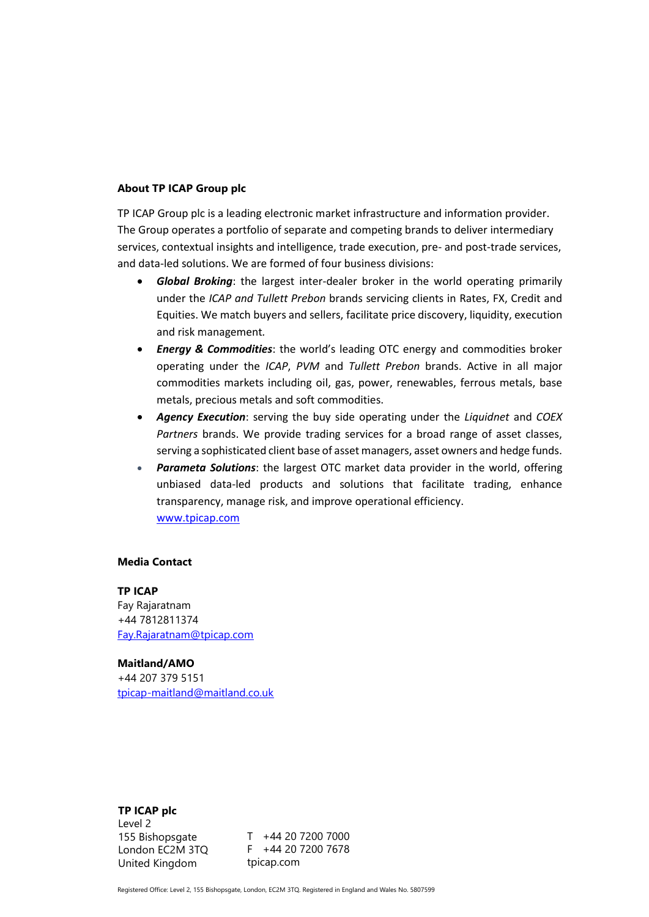**About TP ICAP Group plc**

TP ICAP Group plc is a leading electronic market infrastructure and information provider. The Group operates a portfolio of separate and competing brands to deliver intermediary services, contextual insights and intelligence, trade execution, pre- and post-trade services, and data-led solutions. We are formed of four business divisions:

- ***Global Broking***: the largest inter-dealer broker in the world operating primarily under the *ICAP and Tullett Prebon* brands servicing clients in Rates, FX, Credit and Equities. We match buyers and sellers, facilitate price discovery, liquidity, execution and risk management.
- ***Energy & Commodities***: the world's leading OTC energy and commodities broker operating under the *ICAP*, *PVM* and *Tullett Prebon* brands. Active in all major commodities markets including oil, gas, power, renewables, ferrous metals, base metals, precious metals and soft commodities.
- ***Agency Execution***: serving the buy side operating under the *Liquidnet* and *COEX Partners* brands. We provide trading services for a broad range of asset classes, serving a sophisticated client base of asset managers, asset owners and hedge funds.
- ***Parameta Solutions***: the largest OTC market data provider in the world, offering unbiased data-led products and solutions that facilitate trading, enhance transparency, manage risk, and improve operational efficiency.
  www.tpicap.com

**Media Contact**

**TP ICAP**
Fay Rajaratnam
+44 7812811374
Fay.Rajaratnam@tpicap.com

**Maitland/AMO**
+44 207 379 5151
tpicap-maitland@maitland.co.uk

**TP ICAP plc**
Level 2
155 Bishopsgate
London EC2M 3TQ
United Kingdom

T +44 20 7200 7000
F +44 20 7200 7678
tpicap.com

Registered Office: Level 2, 155 Bishopsgate, London, EC2M 3TQ. Registered in England and Wales No. 5807599